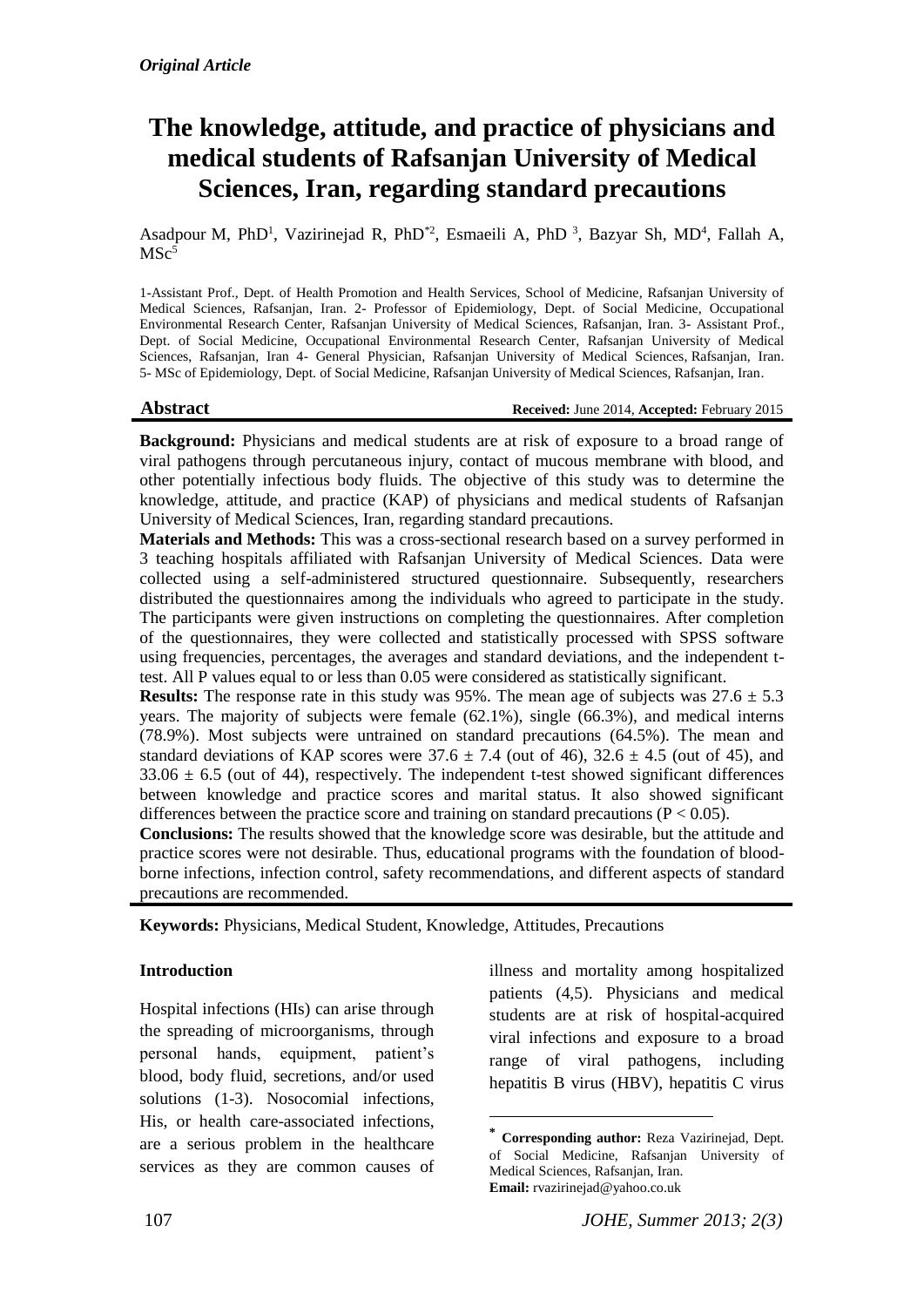*Original Article*

# The knowledge, attitude, and practice of physicians and medical students of Rafsanjan University of Medical Sciences, Iran, regarding standard precautions

Asadpour M, PhD[1], Vazirinejad R, PhD[*2], Esmaeili A, PhD [3], Bazyar Sh, MD[4], Fallah A, MSc[5]

1-Assistant Prof., Dept. of Health Promotion and Health Services, School of Medicine, Rafsanjan University of Medical Sciences, Rafsanjan, Iran. 2- Professor of Epidemiology, Dept. of Social Medicine, Occupational Environmental Research Center, Rafsanjan University of Medical Sciences, Rafsanjan, Iran. 3- Assistant Prof., Dept. of Social Medicine, Occupational Environmental Research Center, Rafsanjan University of Medical Sciences, Rafsanjan, Iran 4- General Physician, Rafsanjan University of Medical Sciences, Rafsanjan, Iran. 5- MSc of Epidemiology, Dept. of Social Medicine, Rafsanjan University of Medical Sciences, Rafsanjan, Iran.

## Abstract

**Received:** June 2014, **Accepted:** February 2015

**Background:** Physicians and medical students are at risk of exposure to a broad range of viral pathogens through percutaneous injury, contact of mucous membrane with blood, and other potentially infectious body fluids. The objective of this study was to determine the knowledge, attitude, and practice (KAP) of physicians and medical students of Rafsanjan University of Medical Sciences, Iran, regarding standard precautions.

**Materials and Methods:** This was a cross-sectional research based on a survey performed in 3 teaching hospitals affiliated with Rafsanjan University of Medical Sciences. Data were collected using a self-administered structured questionnaire. Subsequently, researchers distributed the questionnaires among the individuals who agreed to participate in the study. The participants were given instructions on completing the questionnaires. After completion of the questionnaires, they were collected and statistically processed with SPSS software using frequencies, percentages, the averages and standard deviations, and the independent t-test. All P values equal to or less than 0.05 were considered as statistically significant.

**Results:** The response rate in this study was 95%. The mean age of subjects was $27.6 \pm 5.3$ years. The majority of subjects were female (62.1%), single (66.3%), and medical interns (78.9%). Most subjects were untrained on standard precautions (64.5%). The mean and standard deviations of KAP scores were $37.6 \pm 7.4$ (out of 46), $32.6 \pm 4.5$ (out of 45), and $33.06 \pm 6.5$ (out of 44), respectively. The independent t-test showed significant differences between knowledge and practice scores and marital status. It also showed significant differences between the practice score and training on standard precautions ($P < 0.05$).

**Conclusions:** The results showed that the knowledge score was desirable, but the attitude and practice scores were not desirable. Thus, educational programs with the foundation of blood-borne infections, infection control, safety recommendations, and different aspects of standard precautions are recommended.

**Keywords:** Physicians, Medical Student, Knowledge, Attitudes, Precautions

### Introduction

Hospital infections (HIs) can arise through the spreading of microorganisms, through personal hands, equipment, patient's blood, body fluid, secretions, and/or used solutions (1-3). Nosocomial infections, His, or health care-associated infections, are a serious problem in the healthcare services as they are common causes of illness and mortality among hospitalized patients (4,5). Physicians and medical students are at risk of hospital-acquired viral infections and exposure to a broad range of viral pathogens, including hepatitis B virus (HBV), hepatitis C virus

\* **Corresponding author:** Reza Vazirinejad, Dept. of Social Medicine, Rafsanjan University of Medical Sciences, Rafsanjan, Iran.
**Email:** rvazirinejad@yahoo.co.uk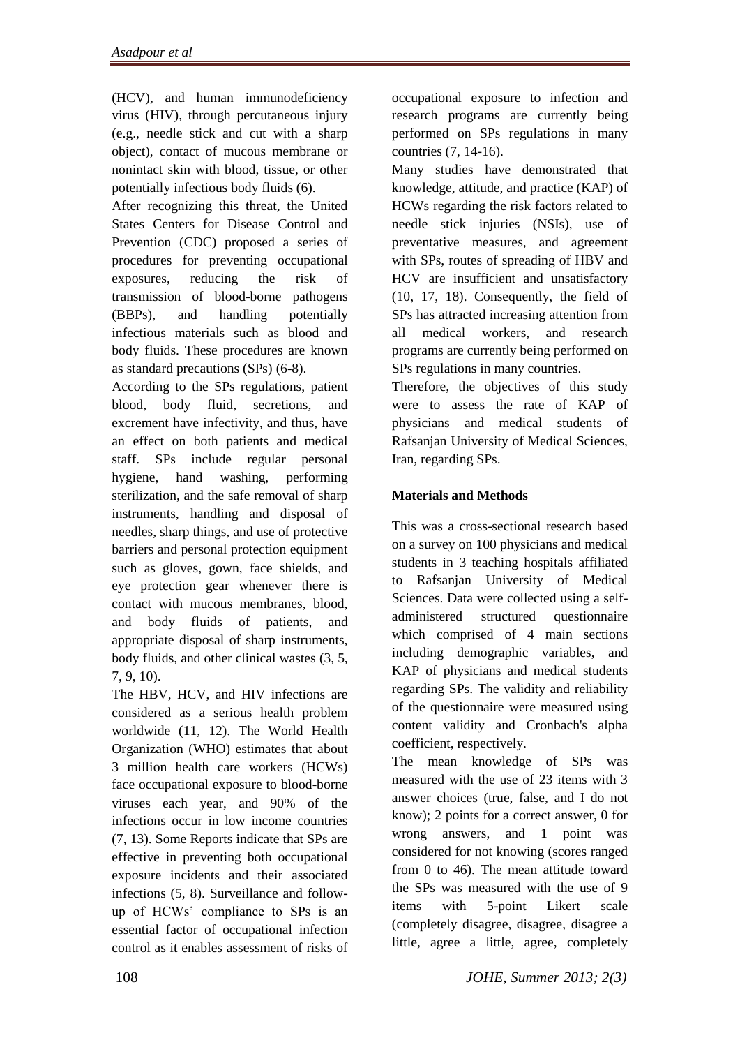(HCV), and human immunodeficiency virus (HIV), through percutaneous injury (e.g., needle stick and cut with a sharp object), contact of mucous membrane or nonintact skin with blood, tissue, or other potentially infectious body fluids (6).

After recognizing this threat, the United States Centers for Disease Control and Prevention (CDC) proposed a series of procedures for preventing occupational exposures, reducing the risk of transmission of blood-borne pathogens (BBPs), and handling potentially infectious materials such as blood and body fluids. These procedures are known as standard precautions (SPs) (6-8).

According to the SPs regulations, patient blood, body fluid, secretions, and excrement have infectivity, and thus, have an effect on both patients and medical staff. SPs include regular personal hygiene, hand washing, performing sterilization, and the safe removal of sharp instruments, handling and disposal of needles, sharp things, and use of protective barriers and personal protection equipment such as gloves, gown, face shields, and eye protection gear whenever there is contact with mucous membranes, blood, and body fluids of patients, and appropriate disposal of sharp instruments, body fluids, and other clinical wastes (3, 5, 7, 9, 10).

The HBV, HCV, and HIV infections are considered as a serious health problem worldwide (11, 12). The World Health Organization (WHO) estimates that about 3 million health care workers (HCWs) face occupational exposure to blood-borne viruses each year, and 90% of the infections occur in low income countries (7, 13). Some Reports indicate that SPs are effective in preventing both occupational exposure incidents and their associated infections (5, 8). Surveillance and follow-up of HCWs' compliance to SPs is an essential factor of occupational infection control as it enables assessment of risks of occupational exposure to infection and research programs are currently being performed on SPs regulations in many countries (7, 14-16).

Many studies have demonstrated that knowledge, attitude, and practice (KAP) of HCWs regarding the risk factors related to needle stick injuries (NSIs), use of preventative measures, and agreement with SPs, routes of spreading of HBV and HCV are insufficient and unsatisfactory (10, 17, 18). Consequently, the field of SPs has attracted increasing attention from all medical workers, and research programs are currently being performed on SPs regulations in many countries.

Therefore, the objectives of this study were to assess the rate of KAP of physicians and medical students of Rafsanjan University of Medical Sciences, Iran, regarding SPs.

## Materials and Methods

This was a cross-sectional research based on a survey on 100 physicians and medical students in 3 teaching hospitals affiliated to Rafsanjan University of Medical Sciences. Data were collected using a self-administered structured questionnaire which comprised of 4 main sections including demographic variables, and KAP of physicians and medical students regarding SPs. The validity and reliability of the questionnaire were measured using content validity and Cronbach's alpha coefficient, respectively.

The mean knowledge of SPs was measured with the use of 23 items with 3 answer choices (true, false, and I do not know); 2 points for a correct answer, 0 for wrong answers, and 1 point was considered for not knowing (scores ranged from 0 to 46). The mean attitude toward the SPs was measured with the use of 9 items with 5-point Likert scale (completely disagree, disagree, disagree a little, agree a little, agree, completely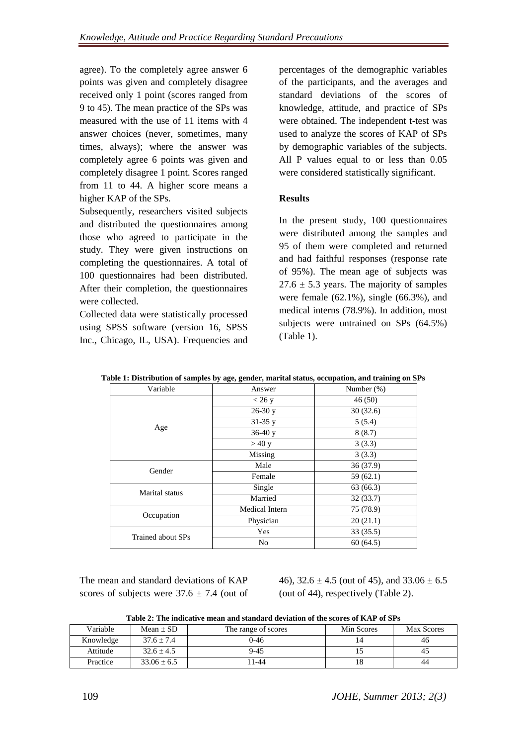agree). To the completely agree answer 6 points was given and completely disagree received only 1 point (scores ranged from 9 to 45). The mean practice of the SPs was measured with the use of 11 items with 4 answer choices (never, sometimes, many times, always); where the answer was completely agree 6 points was given and completely disagree 1 point. Scores ranged from 11 to 44. A higher score means a higher KAP of the SPs.

Subsequently, researchers visited subjects and distributed the questionnaires among those who agreed to participate in the study. They were given instructions on completing the questionnaires. A total of 100 questionnaires had been distributed. After their completion, the questionnaires were collected.

Collected data were statistically processed using SPSS software (version 16, SPSS Inc., Chicago, IL, USA). Frequencies and percentages of the demographic variables of the participants, and the averages and standard deviations of the scores of knowledge, attitude, and practice of SPs were obtained. The independent t-test was used to analyze the scores of KAP of SPs by demographic variables of the subjects. All P values equal to or less than 0.05 were considered statistically significant.

## Results

In the present study, 100 questionnaires were distributed among the samples and 95 of them were completed and returned and had faithful responses (response rate of 95%). The mean age of subjects was $27.6 \pm 5.3$ years. The majority of samples were female (62.1%), single (66.3%), and medical interns (78.9%). In addition, most subjects were untrained on SPs (64.5%) (Table 1).

**Table 1: Distribution of samples by age, gender, marital status, occupation, and training on SPs**

| Variable | Answer | Number (%) |
|---|---|---|
| Age | < 26 y | 46 (50) |
| | 26-30 y | 30 (32.6) |
| | 31-35 y | 5 (5.4) |
| | 36-40 y | 8 (8.7) |
| | > 40 y | 3 (3.3) |
| | Missing | 3 (3.3) |
| Gender | Male | 36 (37.9) |
| | Female | 59 (62.1) |
| Marital status | Single | 63 (66.3) |
| | Married | 32 (33.7) |
| Occupation | Medical Intern | 75 (78.9) |
| | Physician | 20 (21.1) |
| Trained about SPs | Yes | 33 (35.5) |
| | No | 60 (64.5) |

The mean and standard deviations of KAP scores of subjects were $37.6 \pm 7.4$ (out of 46), $32.6 \pm 4.5$ (out of 45), and $33.06 \pm 6.5$ (out of 44), respectively (Table 2).

**Table 2: The indicative mean and standard deviation of the scores of KAP of SPs**

| Variable | Mean ± SD | The range of scores | Min Scores | Max Scores |
|---|---|---|---|---|
| Knowledge | 37.6 ± 7.4 | 0-46 | 14 | 46 |
| Attitude | 32.6 ± 4.5 | 9-45 | 15 | 45 |
| Practice | 33.06 ± 6.5 | 11-44 | 18 | 44 |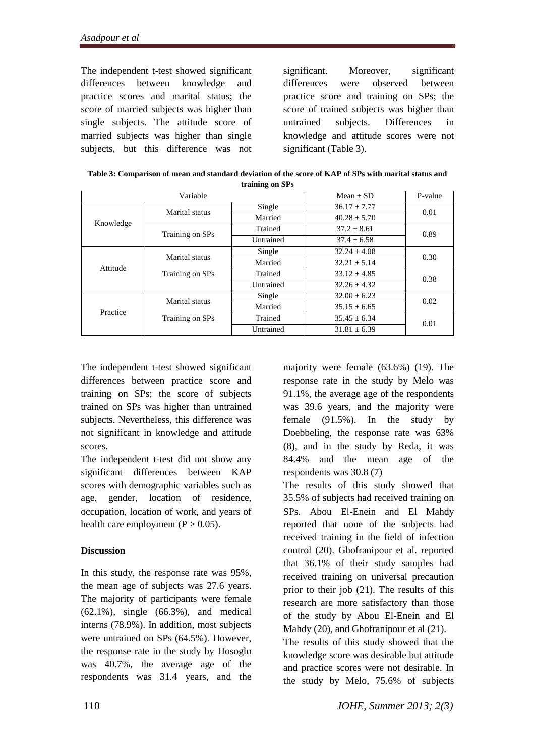The independent t-test showed significant differences between knowledge and practice scores and marital status; the score of married subjects was higher than single subjects. The attitude score of married subjects was higher than single subjects, but this difference was not significant. Moreover, significant differences were observed between practice score and training on SPs; the score of trained subjects was higher than untrained subjects. Differences in knowledge and attitude scores were not significant (Table 3).

**Table 3: Comparison of mean and standard deviation of the score of KAP of SPs with marital status and training on SPs**

| Variable | | | Mean ± SD | P-value |
|---|---|---|---|---|
| Knowledge | Marital status | Single | 36.17 ± 7.77 | 0.01 |
| | | Married | 40.28 ± 5.70 | |
| | Training on SPs | Trained | 37.2 ± 8.61 | 0.89 |
| | | Untrained | 37.4 ± 6.58 | |
| Attitude | Marital status | Single | 32.24 ± 4.08 | 0.30 |
| | | Married | 32.21 ± 5.14 | |
| | Training on SPs | Trained | 33.12 ± 4.85 | 0.38 |
| | | Untrained | 32.26 ± 4.32 | |
| Practice | Marital status | Single | 32.00 ± 6.23 | 0.02 |
| | | Married | 35.15 ± 6.65 | |
| | Training on SPs | Trained | 35.45 ± 6.34 | 0.01 |
| | | Untrained | 31.81 ± 6.39 | |

The independent t-test showed significant differences between practice score and training on SPs; the score of subjects trained on SPs was higher than untrained subjects. Nevertheless, this difference was not significant in knowledge and attitude scores.

The independent t-test did not show any significant differences between KAP scores with demographic variables such as age, gender, location of residence, occupation, location of work, and years of health care employment ($P > 0.05$).

## Discussion

In this study, the response rate was 95%, the mean age of subjects was 27.6 years. The majority of participants were female (62.1%), single (66.3%), and medical interns (78.9%). In addition, most subjects were untrained on SPs (64.5%). However, the response rate in the study by Hosoglu was 40.7%, the average age of the respondents was 31.4 years, and the majority were female (63.6%) (19). The response rate in the study by Melo was 91.1%, the average age of the respondents was 39.6 years, and the majority were female (91.5%). In the study by Doebbeling, the response rate was 63% (8), and in the study by Reda, it was 84.4% and the mean age of the respondents was 30.8 (7)

The results of this study showed that 35.5% of subjects had received training on SPs. Abou El-Enein and El Mahdy reported that none of the subjects had received training in the field of infection control (20). Ghofranipour et al. reported that 36.1% of their study samples had received training on universal precaution prior to their job (21). The results of this research are more satisfactory than those of the study by Abou El-Enein and El Mahdy (20), and Ghofranipour et al (21).

The results of this study showed that the knowledge score was desirable but attitude and practice scores were not desirable. In the study by Melo, 75.6% of subjects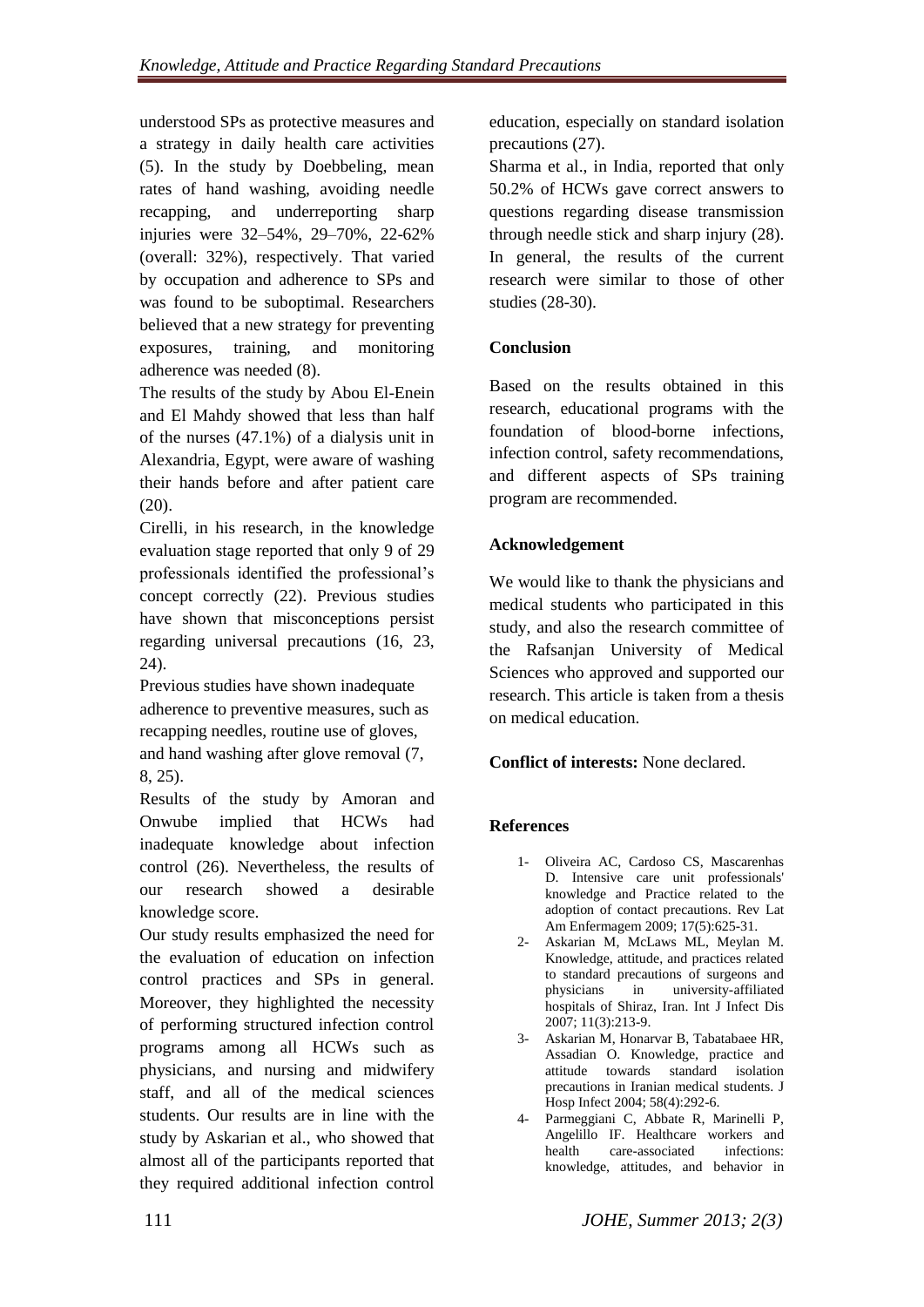understood SPs as protective measures and a strategy in daily health care activities (5). In the study by Doebbeling, mean rates of hand washing, avoiding needle recapping, and underreporting sharp injuries were 32–54%, 29–70%, 22-62% (overall: 32%), respectively. That varied by occupation and adherence to SPs and was found to be suboptimal. Researchers believed that a new strategy for preventing exposures, training, and monitoring adherence was needed (8).

The results of the study by Abou El-Enein and El Mahdy showed that less than half of the nurses (47.1%) of a dialysis unit in Alexandria, Egypt, were aware of washing their hands before and after patient care (20).

Cirelli, in his research, in the knowledge evaluation stage reported that only 9 of 29 professionals identified the professional's concept correctly (22). Previous studies have shown that misconceptions persist regarding universal precautions (16, 23, 24).

Previous studies have shown inadequate adherence to preventive measures, such as recapping needles, routine use of gloves, and hand washing after glove removal (7, 8, 25).

Results of the study by Amoran and Onwube implied that HCWs had inadequate knowledge about infection control (26). Nevertheless, the results of our research showed a desirable knowledge score.

Our study results emphasized the need for the evaluation of education on infection control practices and SPs in general. Moreover, they highlighted the necessity of performing structured infection control programs among all HCWs such as physicians, and nursing and midwifery staff, and all of the medical sciences students. Our results are in line with the study by Askarian et al., who showed that almost all of the participants reported that they required additional infection control education, especially on standard isolation precautions (27).

Sharma et al., in India, reported that only 50.2% of HCWs gave correct answers to questions regarding disease transmission through needle stick and sharp injury (28). In general, the results of the current research were similar to those of other studies (28-30).

## Conclusion

Based on the results obtained in this research, educational programs with the foundation of blood-borne infections, infection control, safety recommendations, and different aspects of SPs training program are recommended.

## Acknowledgement

We would like to thank the physicians and medical students who participated in this study, and also the research committee of the Rafsanjan University of Medical Sciences who approved and supported our research. This article is taken from a thesis on medical education.

**Conflict of interests:** None declared.

## References

1- Oliveira AC, Cardoso CS, Mascarenhas D. Intensive care unit professionals' knowledge and Practice related to the adoption of contact precautions. Rev Lat Am Enfermagem 2009; 17(5):625-31.

2- Askarian M, McLaws ML, Meylan M. Knowledge, attitude, and practices related to standard precautions of surgeons and physicians in university-affiliated hospitals of Shiraz, Iran. Int J Infect Dis 2007; 11(3):213-9.

3- Askarian M, Honarvar B, Tabatabaee HR, Assadian O. Knowledge, practice and attitude towards standard isolation precautions in Iranian medical students. J Hosp Infect 2004; 58(4):292-6.

4- Parmeggiani C, Abbate R, Marinelli P, Angelillo IF. Healthcare workers and health care-associated infections: knowledge, attitudes, and behavior in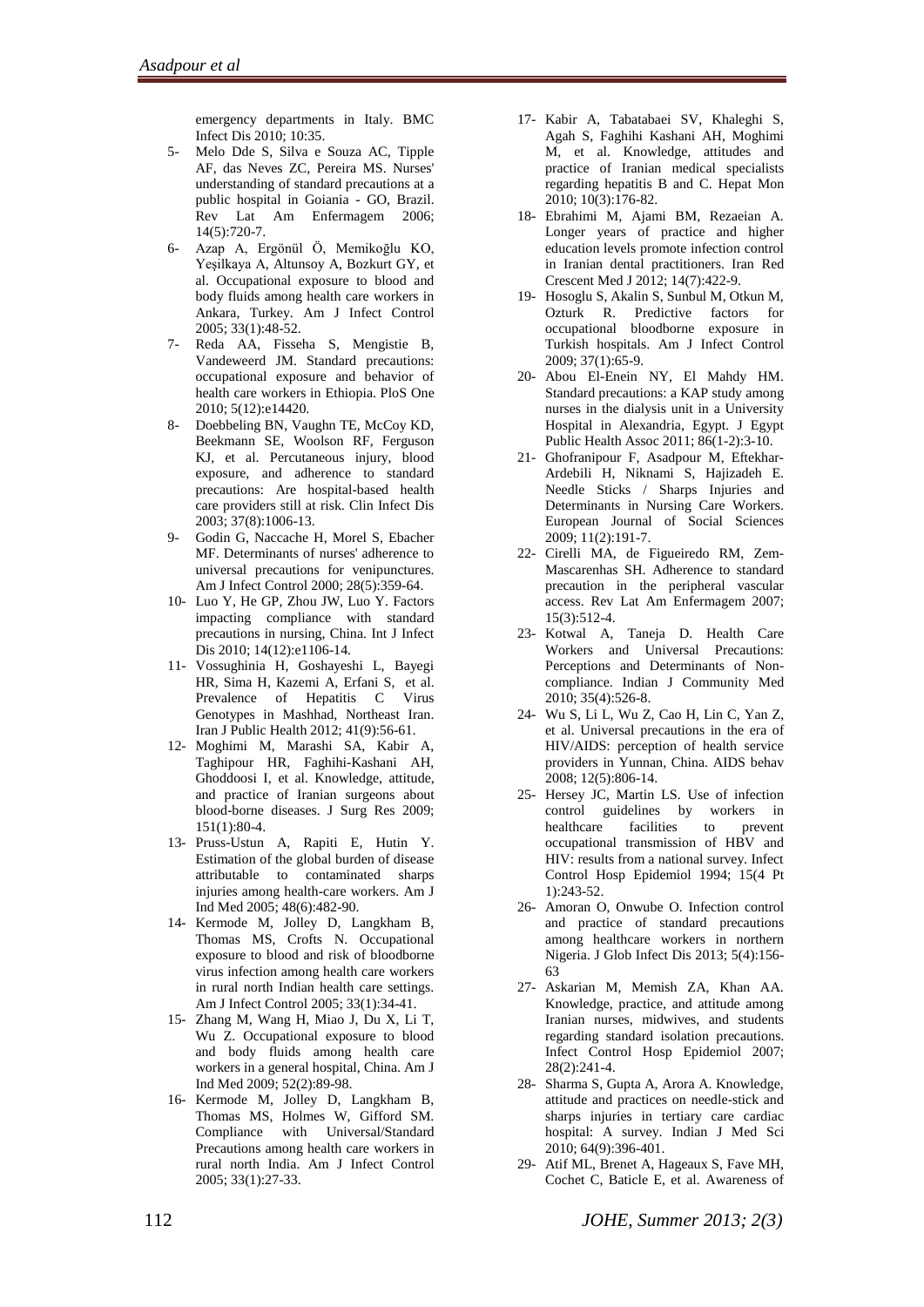emergency departments in Italy. BMC Infect Dis 2010; 10:35.

5- Melo Dde S, Silva e Souza AC, Tipple AF, das Neves ZC, Pereira MS. Nurses' understanding of standard precautions at a public hospital in Goiania - GO, Brazil. Rev Lat Am Enfermagem 2006; 14(5):720-7.

6- Azap A, Ergönül Ö, Memikoğlu KO, Yeşilkaya A, Altunsoy A, Bozkurt GY, et al. Occupational exposure to blood and body fluids among health care workers in Ankara, Turkey. Am J Infect Control 2005; 33(1):48-52.

7- Reda AA, Fisseha S, Mengistie B, Vandeweerd JM. Standard precautions: occupational exposure and behavior of health care workers in Ethiopia. PloS One 2010; 5(12):e14420.

8- Doebbeling BN, Vaughn TE, McCoy KD, Beekmann SE, Woolson RF, Ferguson KJ, et al. Percutaneous injury, blood exposure, and adherence to standard precautions: Are hospital-based health care providers still at risk. Clin Infect Dis 2003; 37(8):1006-13.

9- Godin G, Naccache H, Morel S, Ebacher MF. Determinants of nurses' adherence to universal precautions for venipunctures. Am J Infect Control 2000; 28(5):359-64.

10- Luo Y, He GP, Zhou JW, Luo Y. Factors impacting compliance with standard precautions in nursing, China. Int J Infect Dis 2010; 14(12):e1106-14.

11- Vossughinia H, Goshayeshi L, Bayegi HR, Sima H, Kazemi A, Erfani S, et al. Prevalence of Hepatitis C Virus Genotypes in Mashhad, Northeast Iran. Iran J Public Health 2012; 41(9):56-61.

12- Moghimi M, Marashi SA, Kabir A, Taghipour HR, Faghihi-Kashani AH, Ghoddoosi I, et al. Knowledge, attitude, and practice of Iranian surgeons about blood-borne diseases. J Surg Res 2009; 151(1):80-4.

13- Pruss-Ustun A, Rapiti E, Hutin Y. Estimation of the global burden of disease attributable to contaminated sharps injuries among health-care workers. Am J Ind Med 2005; 48(6):482-90.

14- Kermode M, Jolley D, Langkham B, Thomas MS, Crofts N. Occupational exposure to blood and risk of bloodborne virus infection among health care workers in rural north Indian health care settings. Am J Infect Control 2005; 33(1):34-41.

15- Zhang M, Wang H, Miao J, Du X, Li T, Wu Z. Occupational exposure to blood and body fluids among health care workers in a general hospital, China. Am J Ind Med 2009; 52(2):89-98.

16- Kermode M, Jolley D, Langkham B, Thomas MS, Holmes W, Gifford SM. Compliance with Universal/Standard Precautions among health care workers in rural north India. Am J Infect Control 2005; 33(1):27-33.

17- Kabir A, Tabatabaei SV, Khaleghi S, Agah S, Faghihi Kashani AH, Moghimi M, et al. Knowledge, attitudes and practice of Iranian medical specialists regarding hepatitis B and C. Hepat Mon 2010; 10(3):176-82.

18- Ebrahimi M, Ajami BM, Rezaeian A. Longer years of practice and higher education levels promote infection control in Iranian dental practitioners. Iran Red Crescent Med J 2012; 14(7):422-9.

19- Hosoglu S, Akalin S, Sunbul M, Otkun M, Ozturk R. Predictive factors for occupational bloodborne exposure in Turkish hospitals. Am J Infect Control 2009; 37(1):65-9.

20- Abou El-Enein NY, El Mahdy HM. Standard precautions: a KAP study among nurses in the dialysis unit in a University Hospital in Alexandria, Egypt. J Egypt Public Health Assoc 2011; 86(1-2):3-10.

21- Ghofranipour F, Asadpour M, Eftekhar-Ardebili H, Niknami S, Hajizadeh E. Needle Sticks / Sharps Injuries and Determinants in Nursing Care Workers. European Journal of Social Sciences 2009; 11(2):191-7.

22- Cirelli MA, de Figueiredo RM, Zem-Mascarenhas SH. Adherence to standard precaution in the peripheral vascular access. Rev Lat Am Enfermagem 2007; 15(3):512-4.

23- Kotwal A, Taneja D. Health Care Workers and Universal Precautions: Perceptions and Determinants of Non-compliance. Indian J Community Med 2010; 35(4):526-8.

24- Wu S, Li L, Wu Z, Cao H, Lin C, Yan Z, et al. Universal precautions in the era of HIV/AIDS: perception of health service providers in Yunnan, China. AIDS behav 2008; 12(5):806-14.

25- Hersey JC, Martin LS. Use of infection control guidelines by workers in healthcare facilities to prevent occupational transmission of HBV and HIV: results from a national survey. Infect Control Hosp Epidemiol 1994; 15(4 Pt 1):243-52.

26- Amoran O, Onwube O. Infection control and practice of standard precautions among healthcare workers in northern Nigeria. J Glob Infect Dis 2013; 5(4):156-63

27- Askarian M, Memish ZA, Khan AA. Knowledge, practice, and attitude among Iranian nurses, midwives, and students regarding standard isolation precautions. Infect Control Hosp Epidemiol 2007; 28(2):241-4.

28- Sharma S, Gupta A, Arora A. Knowledge, attitude and practices on needle-stick and sharps injuries in tertiary care cardiac hospital: A survey. Indian J Med Sci 2010; 64(9):396-401.

29- Atif ML, Brenet A, Hageaux S, Fave MH, Cochet C, Baticle E, et al. Awareness of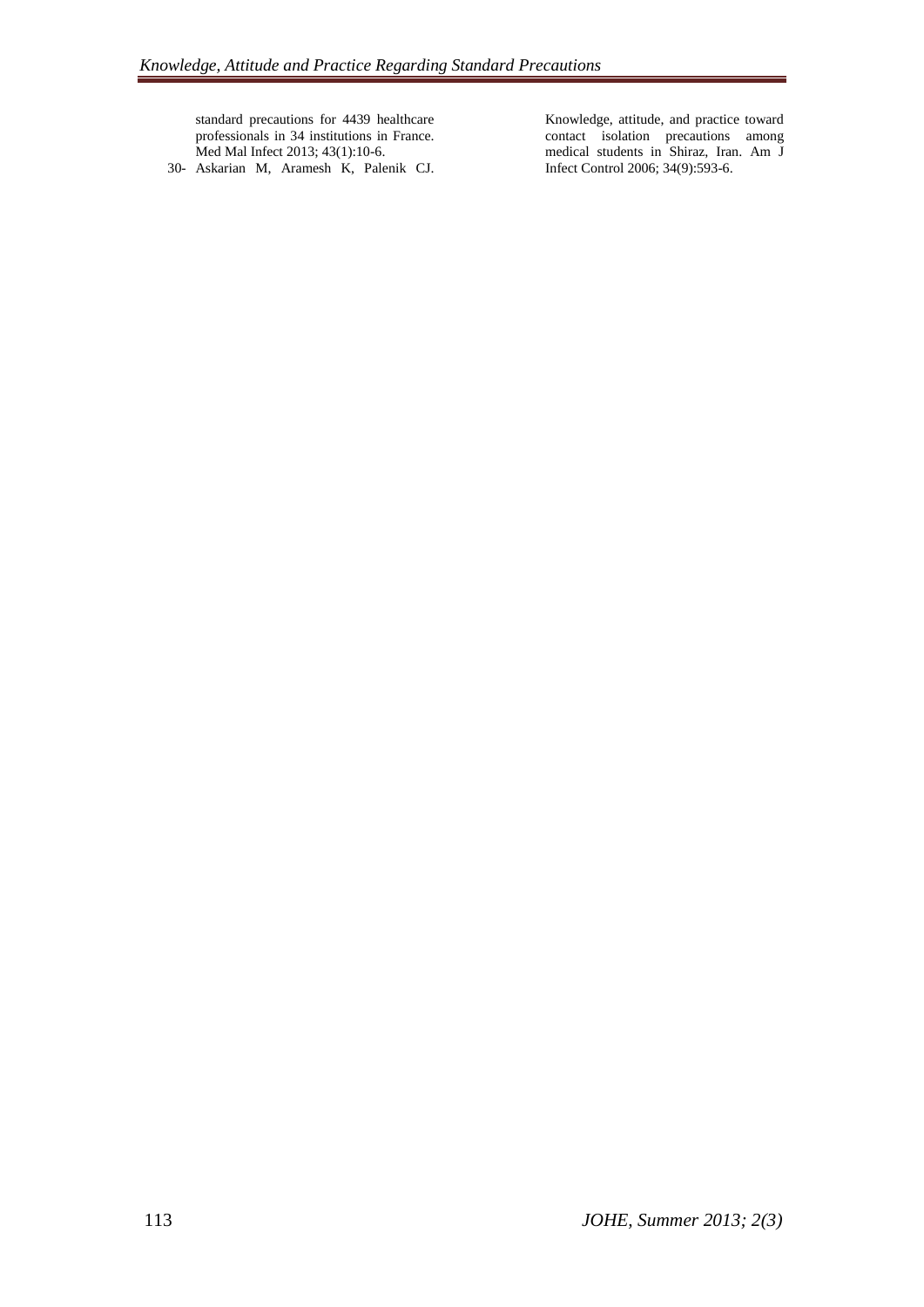standard precautions for 4439 healthcare professionals in 34 institutions in France. Med Mal Infect 2013; 43(1):10-6.

30- Askarian M, Aramesh K, Palenik CJ. Knowledge, attitude, and practice toward contact isolation precautions among medical students in Shiraz, Iran. Am J Infect Control 2006; 34(9):593-6.